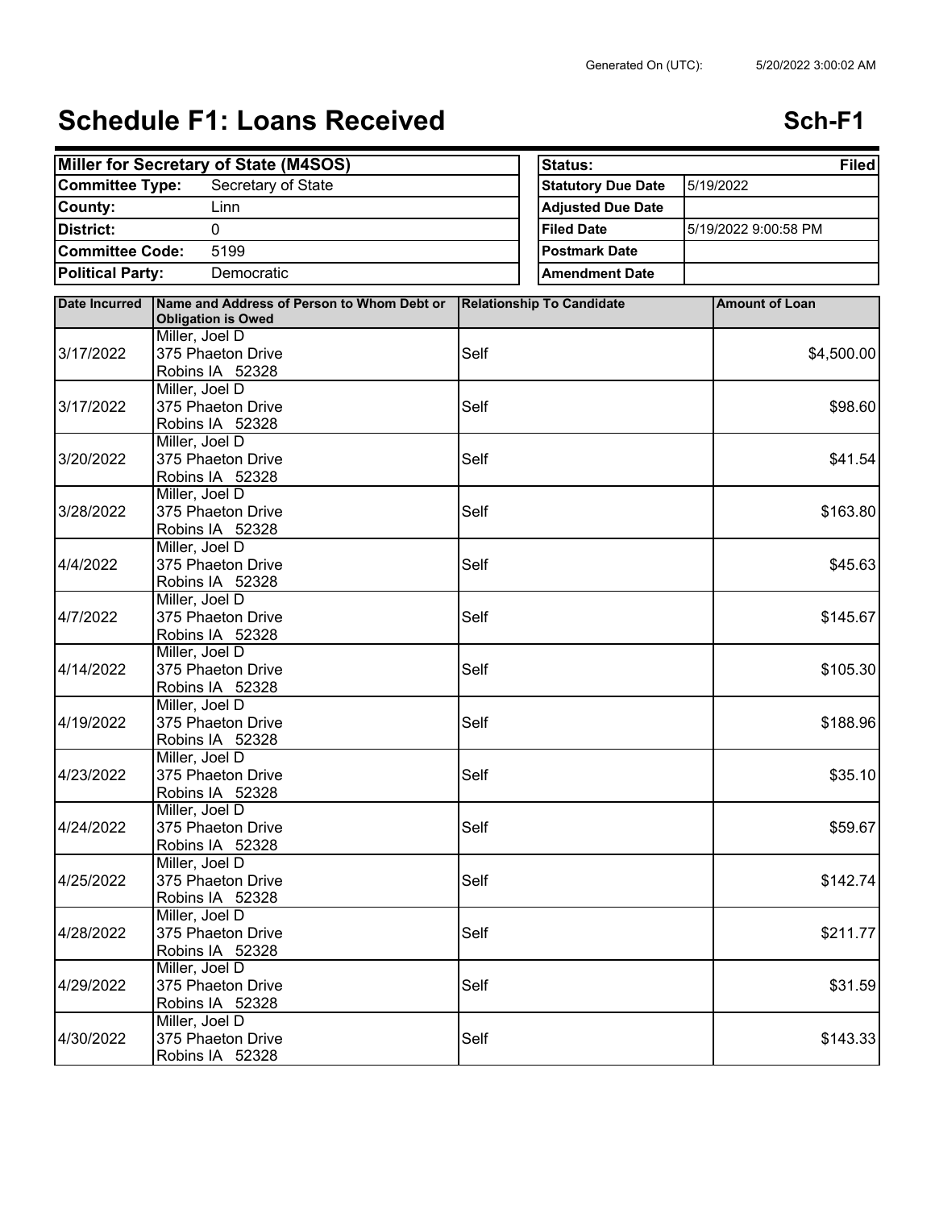Generated On (UTC): 5/20/2022 3:00:02 AM

# Schedule F1: Loans Received

**Sch-F1**

| | |
|---|---|
| **Miller for Secretary of State (M4SOS)** | |
| **Committee Type:** | Secretary of State |
| **County:** | Linn |
| **District:** | 0 |
| **Committee Code:** | 5199 |
| **Political Party:** | Democratic |

| | |
|---|---|
| **Status:** | **Filed** |
| **Statutory Due Date** | 5/19/2022 |
| **Adjusted Due Date** | |
| **Filed Date** | 5/19/2022 9:00:58 PM |
| **Postmark Date** | |
| **Amendment Date** | |

| Date Incurred | Name and Address of Person to Whom Debt or Obligation is Owed | Relationship To Candidate | Amount of Loan |
|---|---|---|---|
| 3/17/2022 | Miller, Joel D<br>375 Phaeton Drive<br>Robins IA 52328 | Self | $4,500.00 |
| 3/17/2022 | Miller, Joel D<br>375 Phaeton Drive<br>Robins IA 52328 | Self | $98.60 |
| 3/20/2022 | Miller, Joel D<br>375 Phaeton Drive<br>Robins IA 52328 | Self | $41.54 |
| 3/28/2022 | Miller, Joel D<br>375 Phaeton Drive<br>Robins IA 52328 | Self | $163.80 |
| 4/4/2022 | Miller, Joel D<br>375 Phaeton Drive<br>Robins IA 52328 | Self | $45.63 |
| 4/7/2022 | Miller, Joel D<br>375 Phaeton Drive<br>Robins IA 52328 | Self | $145.67 |
| 4/14/2022 | Miller, Joel D<br>375 Phaeton Drive<br>Robins IA 52328 | Self | $105.30 |
| 4/19/2022 | Miller, Joel D<br>375 Phaeton Drive<br>Robins IA 52328 | Self | $188.96 |
| 4/23/2022 | Miller, Joel D<br>375 Phaeton Drive<br>Robins IA 52328 | Self | $35.10 |
| 4/24/2022 | Miller, Joel D<br>375 Phaeton Drive<br>Robins IA 52328 | Self | $59.67 |
| 4/25/2022 | Miller, Joel D<br>375 Phaeton Drive<br>Robins IA 52328 | Self | $142.74 |
| 4/28/2022 | Miller, Joel D<br>375 Phaeton Drive<br>Robins IA 52328 | Self | $211.77 |
| 4/29/2022 | Miller, Joel D<br>375 Phaeton Drive<br>Robins IA 52328 | Self | $31.59 |
| 4/30/2022 | Miller, Joel D<br>375 Phaeton Drive<br>Robins IA 52328 | Self | $143.33 |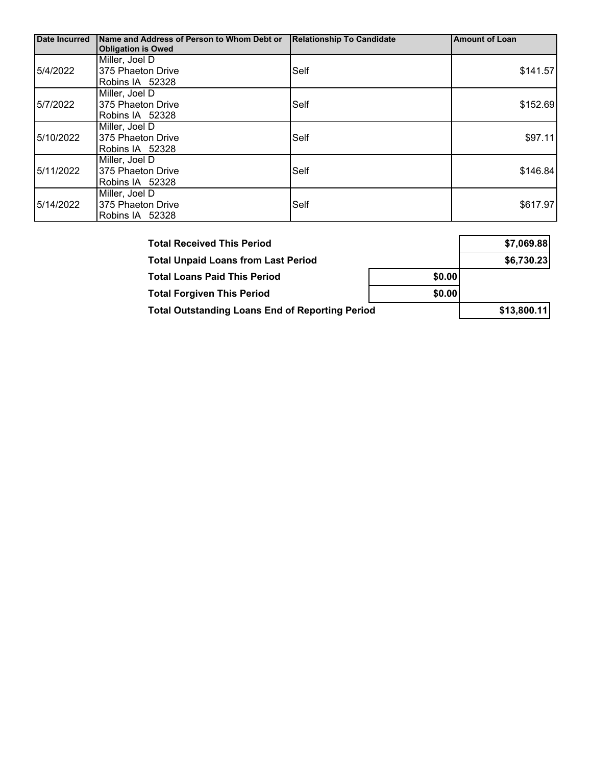| Date Incurred | Name and Address of Person to Whom Debt or Obligation is Owed | Relationship To Candidate | Amount of Loan |
|---|---|---|---|
| 5/4/2022 | Miller, Joel D<br>375 Phaeton Drive<br>Robins IA 52328 | Self | $141.57 |
| 5/7/2022 | Miller, Joel D<br>375 Phaeton Drive<br>Robins IA 52328 | Self | $152.69 |
| 5/10/2022 | Miller, Joel D<br>375 Phaeton Drive<br>Robins IA 52328 | Self | $97.11 |
| 5/11/2022 | Miller, Joel D<br>375 Phaeton Drive<br>Robins IA 52328 | Self | $146.84 |
| 5/14/2022 | Miller, Joel D<br>375 Phaeton Drive<br>Robins IA 52328 | Self | $617.97 |

| | | |
|---|---|---|
| **Total Received This Period** | | **$7,069.88** |
| **Total Unpaid Loans from Last Period** | | **$6,730.23** |
| **Total Loans Paid This Period** | **$0.00** | |
| **Total Forgiven This Period** | **$0.00** | |
| **Total Outstanding Loans End of Reporting Period** | | **$13,800.11** |